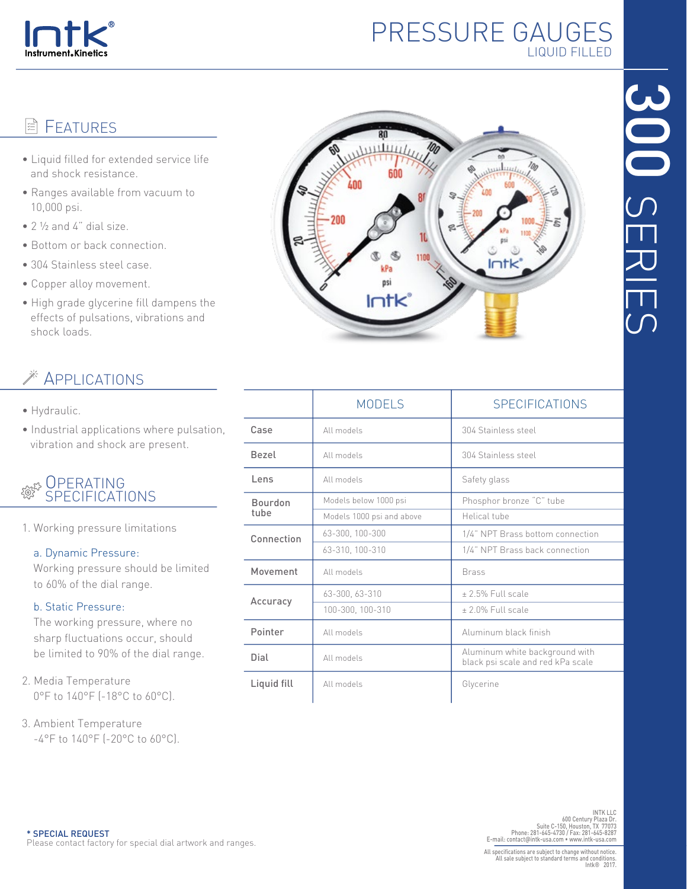# PRESSURE GAUGES

LIQUID FILLED

## 300 SERIES

## FEATURES

- Liquid filled for extended service life and shock resistance.
- Ranges available from vacuum to 10,000 psi.
- 2 ½ and 4" dial size.
- Bottom or back connection.
- 304 Stainless steel case.
- Copper alloy movement.
- High grade glycerine fill dampens the effects of pulsations, vibrations and shock loads.

## APPLICATIONS

- Hydraulic.
- Industrial applications where pulsation, vibration and shock are present.

## OPERATING SPECIFICATIONS

1. Working pressure limitations

   a. Dynamic Pressure:
   Working pressure should be limited to 60% of the dial range.

   b. Static Pressure:
   The working pressure, where no sharp fluctuations occur, should be limited to 90% of the dial range.

2. Media Temperature
   0°F to 140°F (-18°C to 60°C).

3. Ambient Temperature
   -4°F to 140°F (-20°C to 60°C).

| | MODELS | SPECIFICATIONS |
|---|---|---|
| **Case** | All models | 304 Stainless steel |
| **Bezel** | All models | 304 Stainless steel |
| **Lens** | All models | Safety glass |
| **Bourdon tube** | Models below 1000 psi | Phosphor bronze "C" tube |
| | Models 1000 psi and above | Helical tube |
| **Connection** | 63-300, 100-300 | 1/4" NPT Brass bottom connection |
| | 63-310, 100-310 | 1/4" NPT Brass back connection |
| **Movement** | All models | Brass |
| **Accuracy** | 63-300, 63-310 | ± 2.5% Full scale |
| | 100-300, 100-310 | ± 2.0% Full scale |
| **Pointer** | All models | Aluminum black finish |
| **Dial** | All models | Aluminum white background with black psi scale and red kPa scale |
| **Liquid fill** | All models | Glycerine |

**\* SPECIAL REQUEST**
Please contact factory for special dial artwork and ranges.

INTK LLC
600 Century Plaza Dr.
Suite C-150, Houston, TX 77073
Phone: 281-645-4730 / Fax: 281-645-8287
E-mail: contact@intk-usa.com • www.intk-usa.com

All specifications are subject to change without notice.
All sale subject to standard terms and conditions.
Intk® 2017.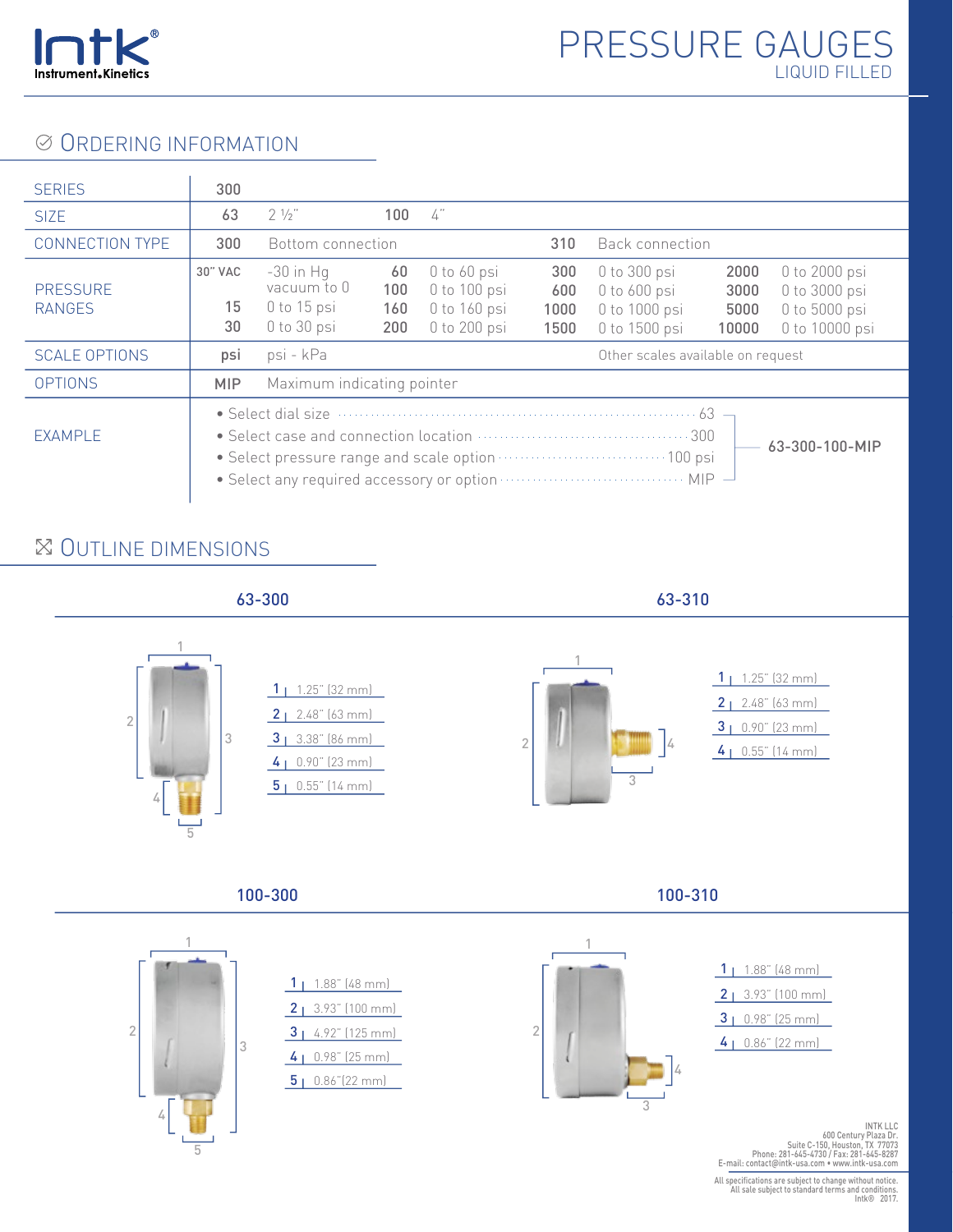# PRESSURE GAUGES
LIQUID FILLED

## Ordering Information

| | | | | | | | | |
|---|---|---|---|---|---|---|---|---|
| SERIES | 300 | | | | | | | |
| SIZE | 63 | 2 ½" | 100 | 4" | | | | |
| CONNECTION TYPE | 300 | Bottom connection | | | 310 | Back connection | | |
| PRESSURE RANGES | 30" VAC | -30 in Hg vacuum to 0 | 60 | 0 to 60 psi | 300 | 0 to 300 psi | 2000 | 0 to 2000 psi |
| | 15 | 0 to 15 psi | 100 | 0 to 100 psi | 600 | 0 to 600 psi | 3000 | 0 to 3000 psi |
| | 30 | 0 to 30 psi | 160 | 0 to 160 psi | 1000 | 0 to 1000 psi | 5000 | 0 to 5000 psi |
| | | | 200 | 0 to 200 psi | 1500 | 0 to 1500 psi | 10000 | 0 to 10000 psi |
| SCALE OPTIONS | psi | psi - kPa | | | | Other scales available on request | | |
| OPTIONS | MIP | Maximum indicating pointer | | | | | | |

**EXAMPLE**

- Select dial size ........ 63
- Select case and connection location ........ 300
- Select pressure range and scale option ........ 100 psi
- Select any required accessory or option ........ MIP

**63-300-100-MIP**

## Outline Dimensions

### 63-300

1. 1.25" (32 mm)
2. 2.48" (63 mm)
3. 3.38" (86 mm)
4. 0.90" (23 mm)
5. 0.55" (14 mm)

### 63-310

1. 1.25" (32 mm)
2. 2.48" (63 mm)
3. 0.90" (23 mm)
4. 0.55" (14 mm)

### 100-300

1. 1.88" (48 mm)
2. 3.93" (100 mm)
3. 4.92" (125 mm)
4. 0.98" (25 mm)
5. 0.86" (22 mm)

### 100-310

1. 1.88" (48 mm)
2. 3.93" (100 mm)
3. 0.98" (25 mm)
4. 0.86" (22 mm)

INTK LLC
600 Century Plaza Dr.
Suite C-150, Houston, TX 77073
Phone: 281-645-4730 / Fax: 281-645-8287
E-mail: contact@intk-usa.com • www.intk-usa.com

All specifications are subject to change without notice.
All sale subject to standard terms and conditions.
Intk® 2017.